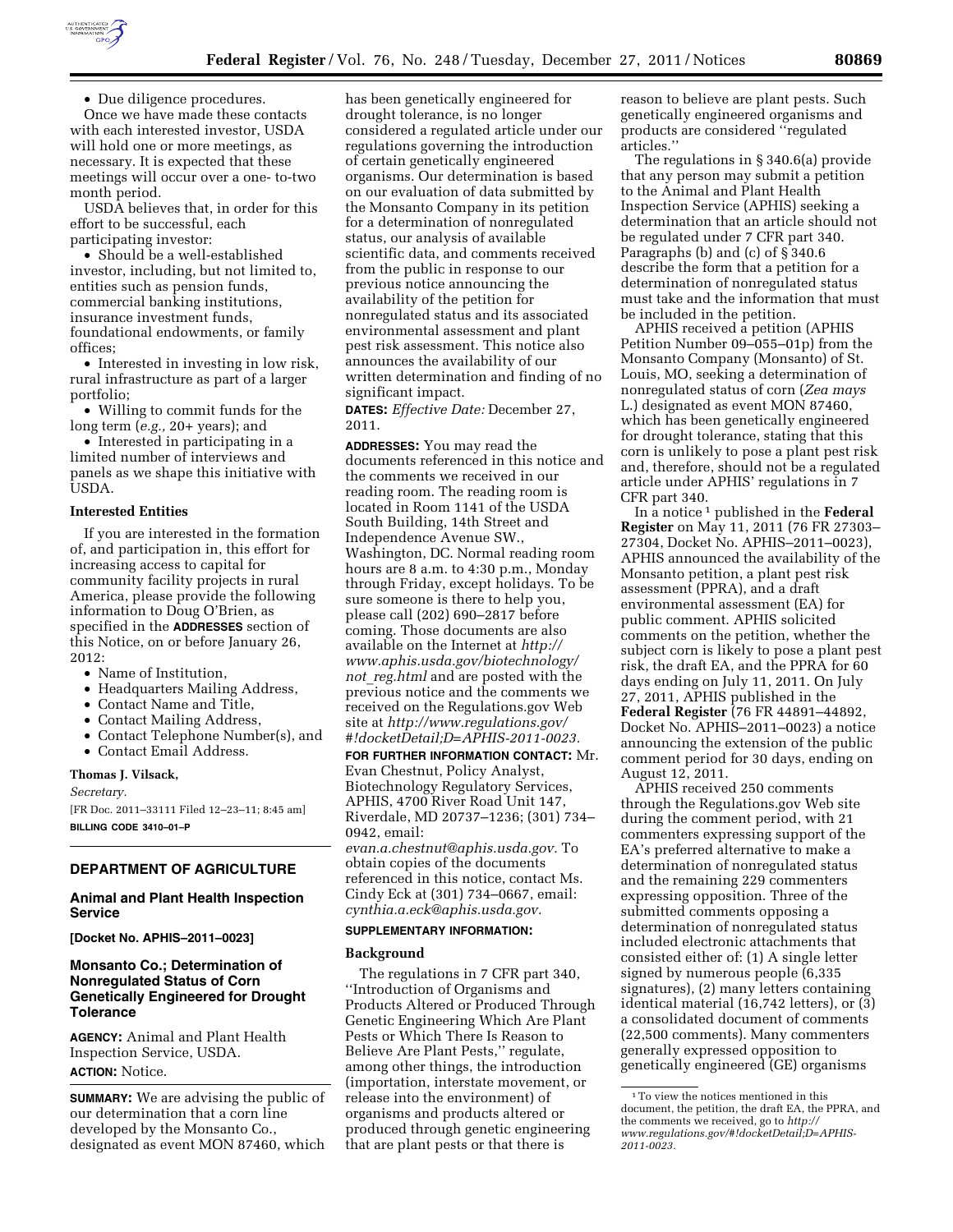- Due diligence procedures.

Once we have made these contacts with each interested investor, USDA will hold one or more meetings, as necessary. It is expected that these meetings will occur over a one- to-two month period.

USDA believes that, in order for this effort to be successful, each participating investor:

- Should be a well-established investor, including, but not limited to, entities such as pension funds, commercial banking institutions, insurance investment funds, foundational endowments, or family offices;
- Interested in investing in low risk, rural infrastructure as part of a larger portfolio;
- Willing to commit funds for the long term (*e.g.,* 20+ years); and
- Interested in participating in a limited number of interviews and panels as we shape this initiative with USDA.

### Interested Entities

If you are interested in the formation of, and participation in, this effort for increasing access to capital for community facility projects in rural America, please provide the following information to Doug O'Brien, as specified in the **ADDRESSES** section of this Notice, on or before January 26, 2012:

- Name of Institution,
- Headquarters Mailing Address,
- Contact Name and Title,
- Contact Mailing Address,
- Contact Telephone Number(s), and
- Contact Email Address.

**Thomas J. Vilsack,**

*Secretary.*

[FR Doc. 2011–33111 Filed 12–23–11; 8:45 am]

**BILLING CODE 3410–01–P**

---

## DEPARTMENT OF AGRICULTURE

### Animal and Plant Health Inspection Service

**[Docket No. APHIS–2011–0023]**

### Monsanto Co.; Determination of Nonregulated Status of Corn Genetically Engineered for Drought Tolerance

**AGENCY:** Animal and Plant Health Inspection Service, USDA.

**ACTION:** Notice.

**SUMMARY:** We are advising the public of our determination that a corn line developed by the Monsanto Co., designated as event MON 87460, which has been genetically engineered for drought tolerance, is no longer considered a regulated article under our regulations governing the introduction of certain genetically engineered organisms. Our determination is based on our evaluation of data submitted by the Monsanto Company in its petition for a determination of nonregulated status, our analysis of available scientific data, and comments received from the public in response to our previous notice announcing the availability of the petition for nonregulated status and its associated environmental assessment and plant pest risk assessment. This notice also announces the availability of our written determination and finding of no significant impact.

**DATES:** *Effective Date:* December 27, 2011.

**ADDRESSES:** You may read the documents referenced in this notice and the comments we received in our reading room. The reading room is located in Room 1141 of the USDA South Building, 14th Street and Independence Avenue SW., Washington, DC. Normal reading room hours are 8 a.m. to 4:30 p.m., Monday through Friday, except holidays. To be sure someone is there to help you, please call (202) 690–2817 before coming. Those documents are also available on the Internet at *http://www.aphis.usda.gov/biotechnology/not_reg.html* and are posted with the previous notice and the comments we received on the Regulations.gov Web site at *http://www.regulations.gov/#!docketDetail;D=APHIS-2011-0023.*

**FOR FURTHER INFORMATION CONTACT:** Mr. Evan Chestnut, Policy Analyst, Biotechnology Regulatory Services, APHIS, 4700 River Road Unit 147, Riverdale, MD 20737–1236; (301) 734–0942, email: *evan.a.chestnut@aphis.usda.gov.* To obtain copies of the documents referenced in this notice, contact Ms. Cindy Eck at (301) 734–0667, email: *cynthia.a.eck@aphis.usda.gov.*

**SUPPLEMENTARY INFORMATION:**

### Background

The regulations in 7 CFR part 340, ''Introduction of Organisms and Products Altered or Produced Through Genetic Engineering Which Are Plant Pests or Which There Is Reason to Believe Are Plant Pests,'' regulate, among other things, the introduction (importation, interstate movement, or release into the environment) of organisms and products altered or produced through genetic engineering that are plant pests or that there is reason to believe are plant pests. Such genetically engineered organisms and products are considered ''regulated articles.''

The regulations in § 340.6(a) provide that any person may submit a petition to the Animal and Plant Health Inspection Service (APHIS) seeking a determination that an article should not be regulated under 7 CFR part 340. Paragraphs (b) and (c) of § 340.6 describe the form that a petition for a determination of nonregulated status must take and the information that must be included in the petition.

APHIS received a petition (APHIS Petition Number 09–055–01p) from the Monsanto Company (Monsanto) of St. Louis, MO, seeking a determination of nonregulated status of corn (*Zea mays* L.) designated as event MON 87460, which has been genetically engineered for drought tolerance, stating that this corn is unlikely to pose a plant pest risk and, therefore, should not be a regulated article under APHIS' regulations in 7 CFR part 340.

In a notice [1] published in the **Federal Register** on May 11, 2011 (76 FR 27303–27304, Docket No. APHIS–2011–0023), APHIS announced the availability of the Monsanto petition, a plant pest risk assessment (PPRA), and a draft environmental assessment (EA) for public comment. APHIS solicited comments on the petition, whether the subject corn is likely to pose a plant pest risk, the draft EA, and the PPRA for 60 days ending on July 11, 2011. On July 27, 2011, APHIS published in the **Federal Register** (76 FR 44891–44892, Docket No. APHIS–2011–0023) a notice announcing the extension of the public comment period for 30 days, ending on August 12, 2011.

APHIS received 250 comments through the Regulations.gov Web site during the comment period, with 21 commenters expressing support of the EA's preferred alternative to make a determination of nonregulated status and the remaining 229 commenters expressing opposition. Three of the submitted comments opposing a determination of nonregulated status included electronic attachments that consisted either of: (1) A single letter signed by numerous people (6,335 signatures), (2) many letters containing identical material (16,742 letters), or (3) a consolidated document of comments (22,500 comments). Many commenters generally expressed opposition to genetically engineered (GE) organisms

---

[1] To view the notices mentioned in this document, the petition, the draft EA, the PPRA, and the comments we received, go to *http://www.regulations.gov/#!docketDetail;D=APHIS-2011-0023.*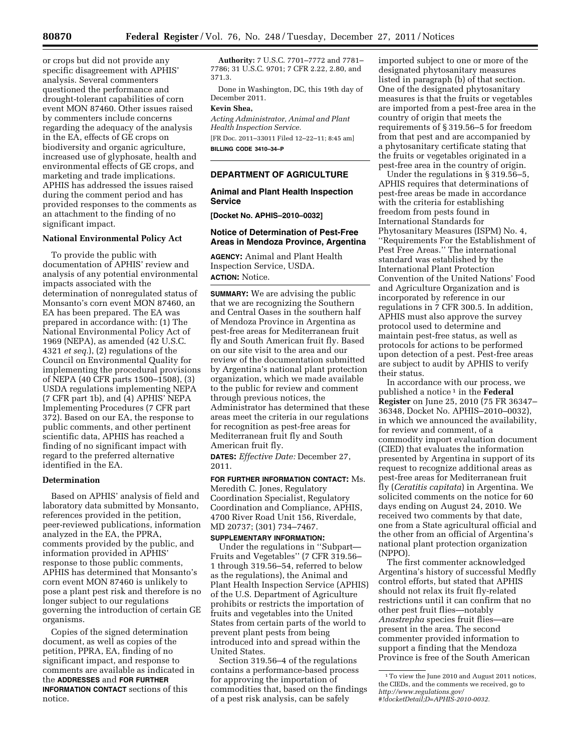or crops but did not provide any specific disagreement with APHIS' analysis. Several commenters questioned the performance and drought-tolerant capabilities of corn event MON 87460. Other issues raised by commenters include concerns regarding the adequacy of the analysis in the EA, effects of GE crops on biodiversity and organic agriculture, increased use of glyphosate, health and environmental effects of GE crops, and marketing and trade implications. APHIS has addressed the issues raised during the comment period and has provided responses to the comments as an attachment to the finding of no significant impact.

**National Environmental Policy Act**

To provide the public with documentation of APHIS' review and analysis of any potential environmental impacts associated with the determination of nonregulated status of Monsanto's corn event MON 87460, an EA has been prepared. The EA was prepared in accordance with: (1) The National Environmental Policy Act of 1969 (NEPA), as amended (42 U.S.C. 4321 *et seq.*), (2) regulations of the Council on Environmental Quality for implementing the procedural provisions of NEPA (40 CFR parts 1500–1508), (3) USDA regulations implementing NEPA (7 CFR part 1b), and (4) APHIS' NEPA Implementing Procedures (7 CFR part 372). Based on our EA, the response to public comments, and other pertinent scientific data, APHIS has reached a finding of no significant impact with regard to the preferred alternative identified in the EA.

**Determination**

Based on APHIS' analysis of field and laboratory data submitted by Monsanto, references provided in the petition, peer-reviewed publications, information analyzed in the EA, the PPRA, comments provided by the public, and information provided in APHIS' response to those public comments, APHIS has determined that Monsanto's corn event MON 87460 is unlikely to pose a plant pest risk and therefore is no longer subject to our regulations governing the introduction of certain GE organisms.

Copies of the signed determination document, as well as copies of the petition, PPRA, EA, finding of no significant impact, and response to comments are available as indicated in the **ADDRESSES** and **FOR FURTHER INFORMATION CONTACT** sections of this notice.

**Authority:** 7 U.S.C. 7701–7772 and 7781–7786; 31 U.S.C. 9701; 7 CFR 2.22, 2.80, and 371.3.

Done in Washington, DC, this 19th day of December 2011.

**Kevin Shea,**

*Acting Administrator, Animal and Plant Health Inspection Service.*

[FR Doc. 2011–33011 Filed 12–22–11; 8:45 am]

**BILLING CODE 3410–34–P**

## DEPARTMENT OF AGRICULTURE

### Animal and Plant Health Inspection Service

**[Docket No. APHIS–2010–0032]**

### Notice of Determination of Pest-Free Areas in Mendoza Province, Argentina

**AGENCY:** Animal and Plant Health Inspection Service, USDA.

**ACTION:** Notice.

**SUMMARY:** We are advising the public that we are recognizing the Southern and Central Oases in the southern half of Mendoza Province in Argentina as pest-free areas for Mediterranean fruit fly and South American fruit fly. Based on our site visit to the area and our review of the documentation submitted by Argentina's national plant protection organization, which we made available to the public for review and comment through previous notices, the Administrator has determined that these areas meet the criteria in our regulations for recognition as pest-free areas for Mediterranean fruit fly and South American fruit fly.

**DATES:** *Effective Date:* December 27, 2011.

**FOR FURTHER INFORMATION CONTACT:** Ms. Meredith C. Jones, Regulatory Coordination Specialist, Regulatory Coordination and Compliance, APHIS, 4700 River Road Unit 156, Riverdale, MD 20737; (301) 734–7467.

**SUPPLEMENTARY INFORMATION:**

Under the regulations in ''Subpart—Fruits and Vegetables'' (7 CFR 319.56–1 through 319.56–54, referred to below as the regulations), the Animal and Plant Health Inspection Service (APHIS) of the U.S. Department of Agriculture prohibits or restricts the importation of fruits and vegetables into the United States from certain parts of the world to prevent plant pests from being introduced into and spread within the United States.

Section 319.56–4 of the regulations contains a performance-based process for approving the importation of commodities that, based on the findings of a pest risk analysis, can be safely imported subject to one or more of the designated phytosanitary measures listed in paragraph (b) of that section. One of the designated phytosanitary measures is that the fruits or vegetables are imported from a pest-free area in the country of origin that meets the requirements of § 319.56–5 for freedom from that pest and are accompanied by a phytosanitary certificate stating that the fruits or vegetables originated in a pest-free area in the country of origin.

Under the regulations in § 319.56–5, APHIS requires that determinations of pest-free areas be made in accordance with the criteria for establishing freedom from pests found in International Standards for Phytosanitary Measures (ISPM) No. 4, ''Requirements For the Establishment of Pest Free Areas.'' The international standard was established by the International Plant Protection Convention of the United Nations' Food and Agriculture Organization and is incorporated by reference in our regulations in 7 CFR 300.5. In addition, APHIS must also approve the survey protocol used to determine and maintain pest-free status, as well as protocols for actions to be performed upon detection of a pest. Pest-free areas are subject to audit by APHIS to verify their status.

In accordance with our process, we published a notice [1] in the **Federal Register** on June 25, 2010 (75 FR 36347–36348, Docket No. APHIS–2010–0032), in which we announced the availability, for review and comment, of a commodity import evaluation document (CIED) that evaluates the information presented by Argentina in support of its request to recognize additional areas as pest-free areas for Mediterranean fruit fly (*Ceratitis capitata*) in Argentina. We solicited comments on the notice for 60 days ending on August 24, 2010. We received two comments by that date, one from a State agricultural official and the other from an official of Argentina's national plant protection organization (NPPO).

The first commenter acknowledged Argentina's history of successful Medfly control efforts, but stated that APHIS should not relax its fruit fly-related restrictions until it can confirm that no other pest fruit flies—notably *Anastrepha* species fruit flies—are present in the area. The second commenter provided information to support a finding that the Mendoza Province is free of the South American

[1] To view the June 2010 and August 2011 notices, the CIEDs, and the comments we received, go to *http://www.regulations.gov/#!docketDetail;D=APHIS-2010-0032.*